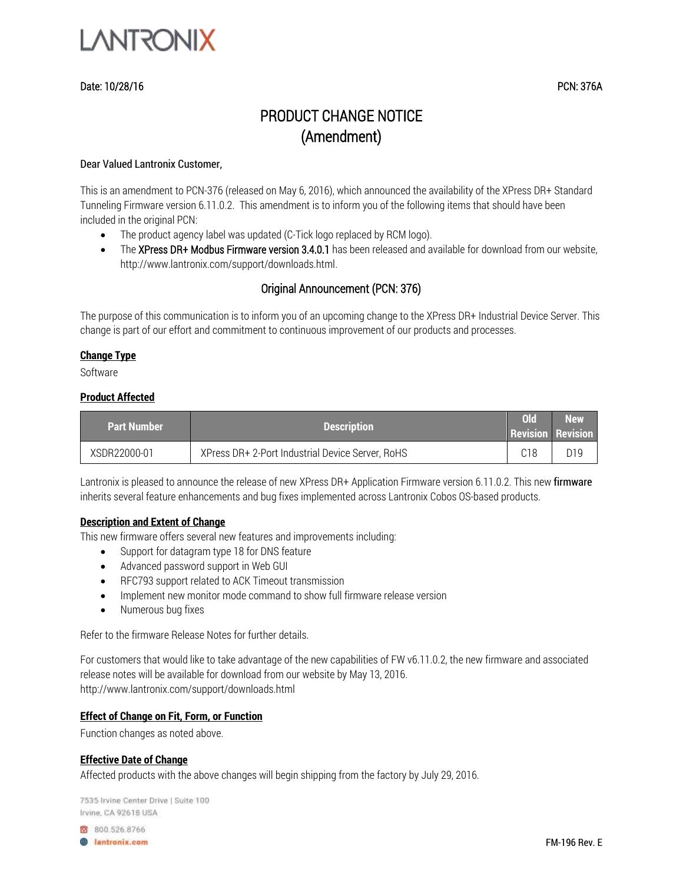LANTRONIX

Date: 10/28/16

PCN: 376A

# PRODUCT CHANGE NOTICE
# (Amendment)

Dear Valued Lantronix Customer,

This is an amendment to PCN-376 (released on May 6, 2016), which announced the availability of the XPress DR+ Standard Tunneling Firmware version 6.11.0.2. This amendment is to inform you of the following items that should have been included in the original PCN:

- The product agency label was updated (C-Tick logo replaced by RCM logo).
- The XPress DR+ Modbus Firmware version 3.4.0.1 has been released and available for download from our website, http://www.lantronix.com/support/downloads.html.

## Original Announcement (PCN: 376)

The purpose of this communication is to inform you of an upcoming change to the XPress DR+ Industrial Device Server. This change is part of our effort and commitment to continuous improvement of our products and processes.

### Change Type

Software

### Product Affected

| Part Number | Description | Old Revision | New Revision |
|---|---|---|---|
| XSDR22000-01 | XPress DR+ 2-Port Industrial Device Server, RoHS | C18 | D19 |

Lantronix is pleased to announce the release of new XPress DR+ Application Firmware version 6.11.0.2. This new **firmware** inherits several feature enhancements and bug fixes implemented across Lantronix Cobos OS-based products.

### Description and Extent of Change

This new firmware offers several new features and improvements including:

- Support for datagram type 18 for DNS feature
- Advanced password support in Web GUI
- RFC793 support related to ACK Timeout transmission
- Implement new monitor mode command to show full firmware release version
- Numerous bug fixes

Refer to the firmware Release Notes for further details.

For customers that would like to take advantage of the new capabilities of FW v6.11.0.2, the new firmware and associated release notes will be available for download from our website by May 13, 2016.
http://www.lantronix.com/support/downloads.html

### Effect of Change on Fit, Form, or Function

Function changes as noted above.

### Effective Date of Change

Affected products with the above changes will begin shipping from the factory by July 29, 2016.

7535 Irvine Center Drive | Suite 100
Irvine, CA 92618 USA

800.526.8766
lantronix.com

FM-196 Rev. E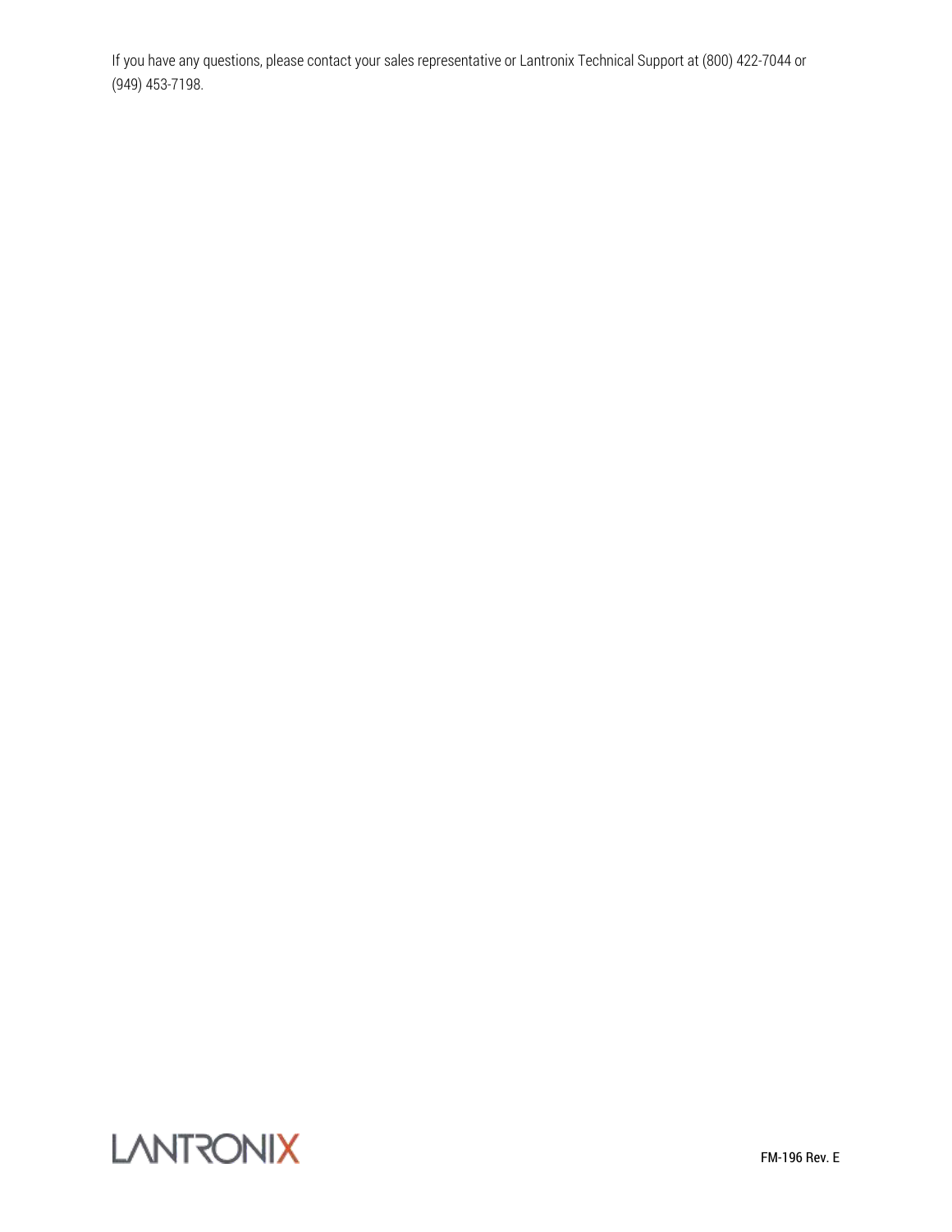If you have any questions, please contact your sales representative or Lantronix Technical Support at (800) 422-7044 or (949) 453-7198.

LANTRONIX

FM-196 Rev. E